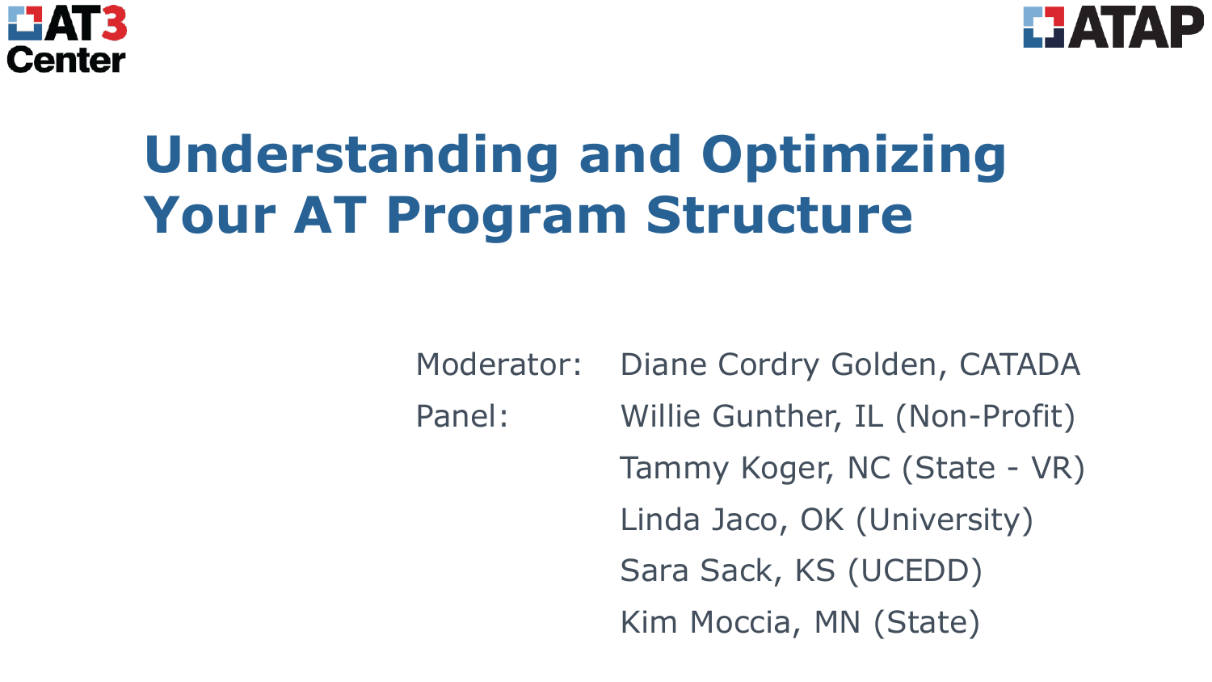AT3 Center

ATAP

# Understanding and Optimizing Your AT Program Structure

Moderator: Diane Cordry Golden, CATADA

Panel: Willie Gunther, IL (Non-Profit)

Tammy Koger, NC (State - VR)

Linda Jaco, OK (University)

Sara Sack, KS (UCEDD)

Kim Moccia, MN (State)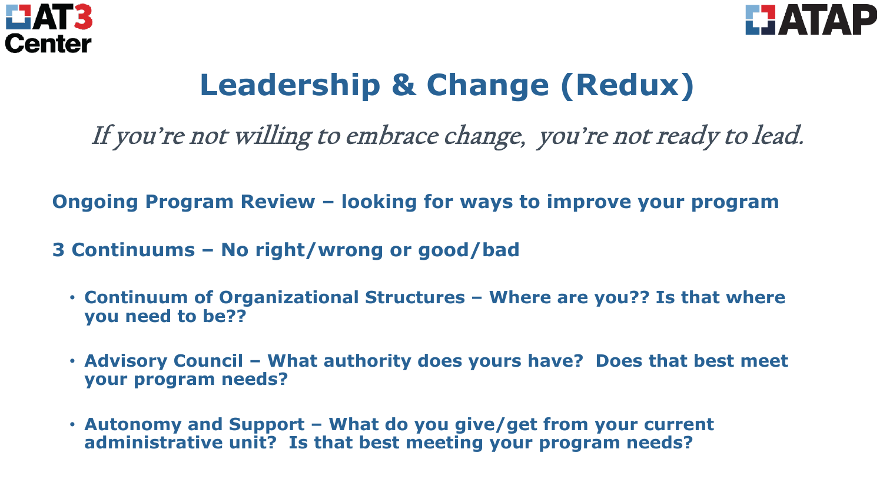# Leadership & Change (Redux)

*If you're not willing to embrace change,  you're not ready to lead.*

**Ongoing Program Review – looking for ways to improve your program**

**3 Continuums – No right/wrong or good/bad**

- **Continuum of Organizational Structures – Where are you?? Is that where you need to be??**
- **Advisory Council – What authority does yours have?  Does that best meet your program needs?**
- **Autonomy and Support – What do you give/get from your current administrative unit?  Is that best meeting your program needs?**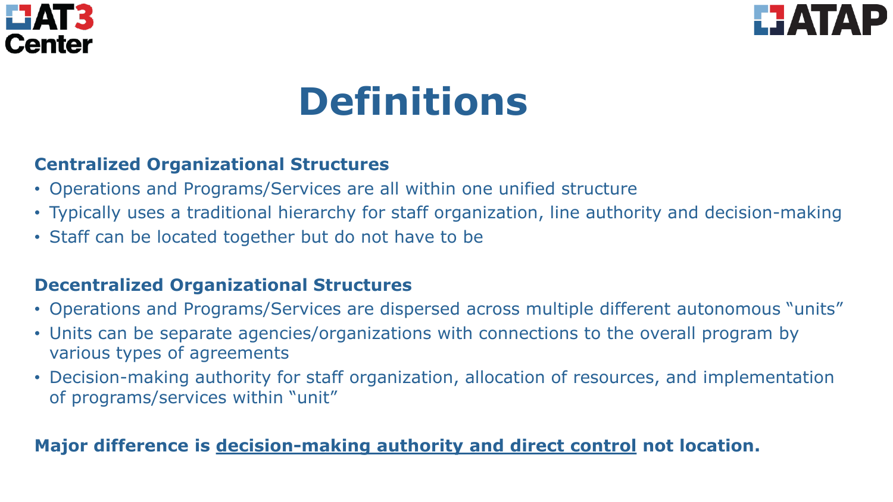# Definitions

### Centralized Organizational Structures

- Operations and Programs/Services are all within one unified structure
- Typically uses a traditional hierarchy for staff organization, line authority and decision-making
- Staff can be located together but do not have to be

### Decentralized Organizational Structures

- Operations and Programs/Services are dispersed across multiple different autonomous "units"
- Units can be separate agencies/organizations with connections to the overall program by various types of agreements
- Decision-making authority for staff organization, allocation of resources, and implementation of programs/services within "unit"

**Major difference is <u>decision-making authority and direct control</u> not location.**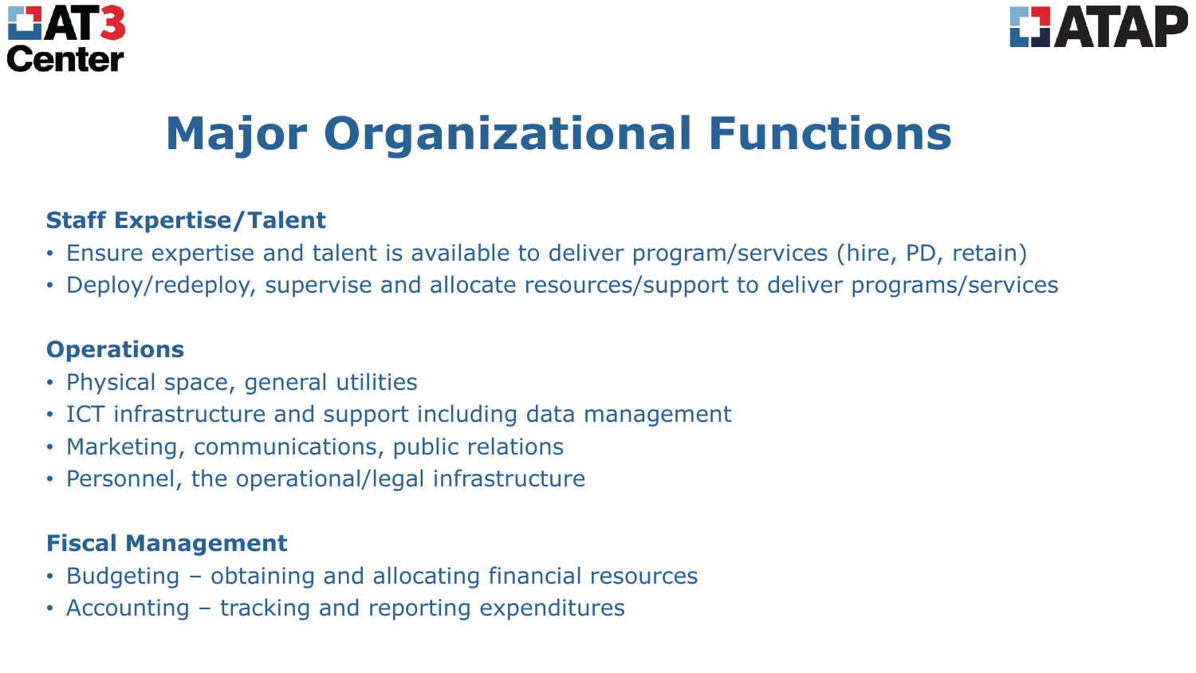# Major Organizational Functions

**Staff Expertise/Talent**

- Ensure expertise and talent is available to deliver program/services (hire, PD, retain)
- Deploy/redeploy, supervise and allocate resources/support to deliver programs/services

**Operations**

- Physical space, general utilities
- ICT infrastructure and support including data management
- Marketing, communications, public relations
- Personnel, the operational/legal infrastructure

**Fiscal Management**

- Budgeting – obtaining and allocating financial resources
- Accounting – tracking and reporting expenditures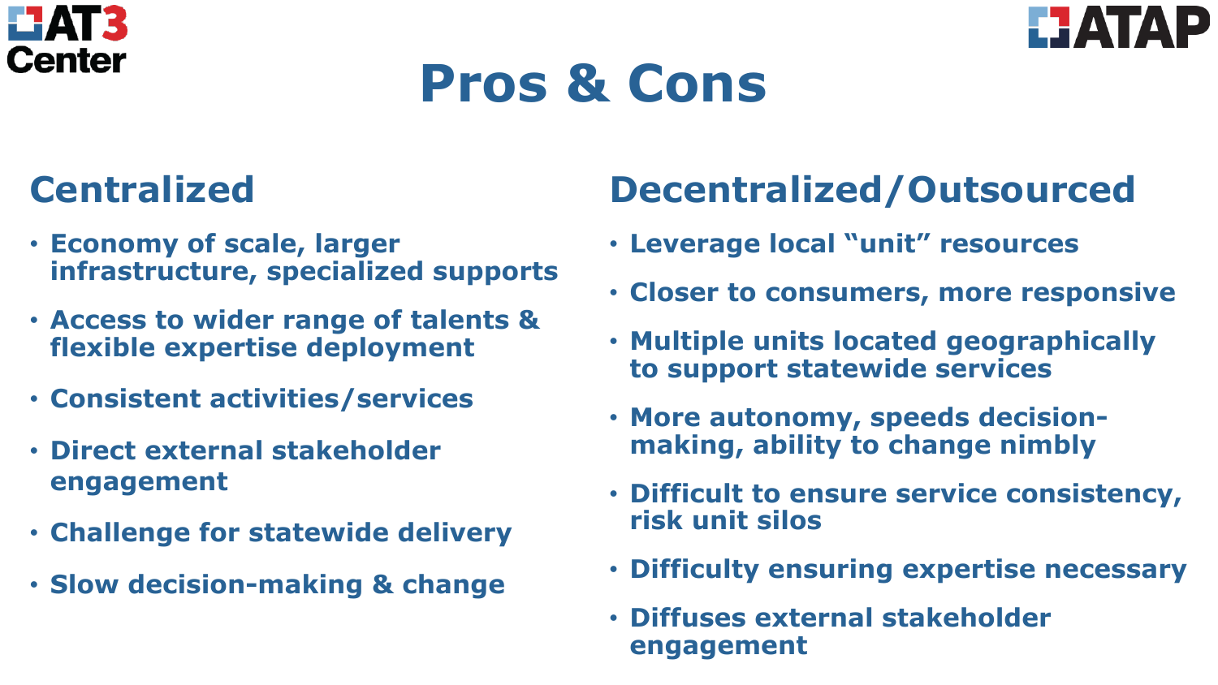# Pros & Cons

## Centralized

- Economy of scale, larger infrastructure, specialized supports
- Access to wider range of talents & flexible expertise deployment
- Consistent activities/services
- Direct external stakeholder engagement
- Challenge for statewide delivery
- Slow decision-making & change

## Decentralized/Outsourced

- Leverage local “unit” resources
- Closer to consumers, more responsive
- Multiple units located geographically to support statewide services
- More autonomy, speeds decision-making, ability to change nimbly
- Difficult to ensure service consistency, risk unit silos
- Difficulty ensuring expertise necessary
- Diffuses external stakeholder engagement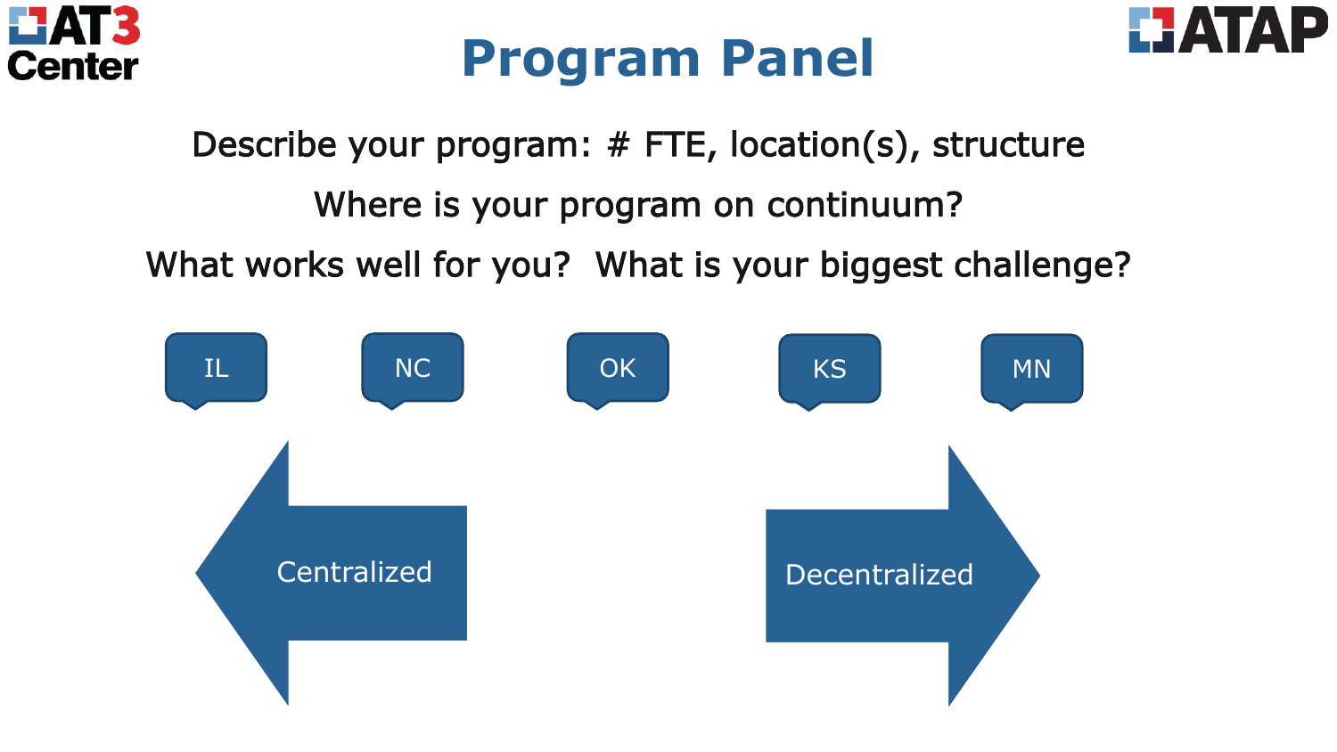# Program Panel

Describe your program: # FTE, location(s), structure

Where is your program on continuum?

What works well for you? What is your biggest challenge?

IL NC OK KS MN

Centralized ← → Decentralized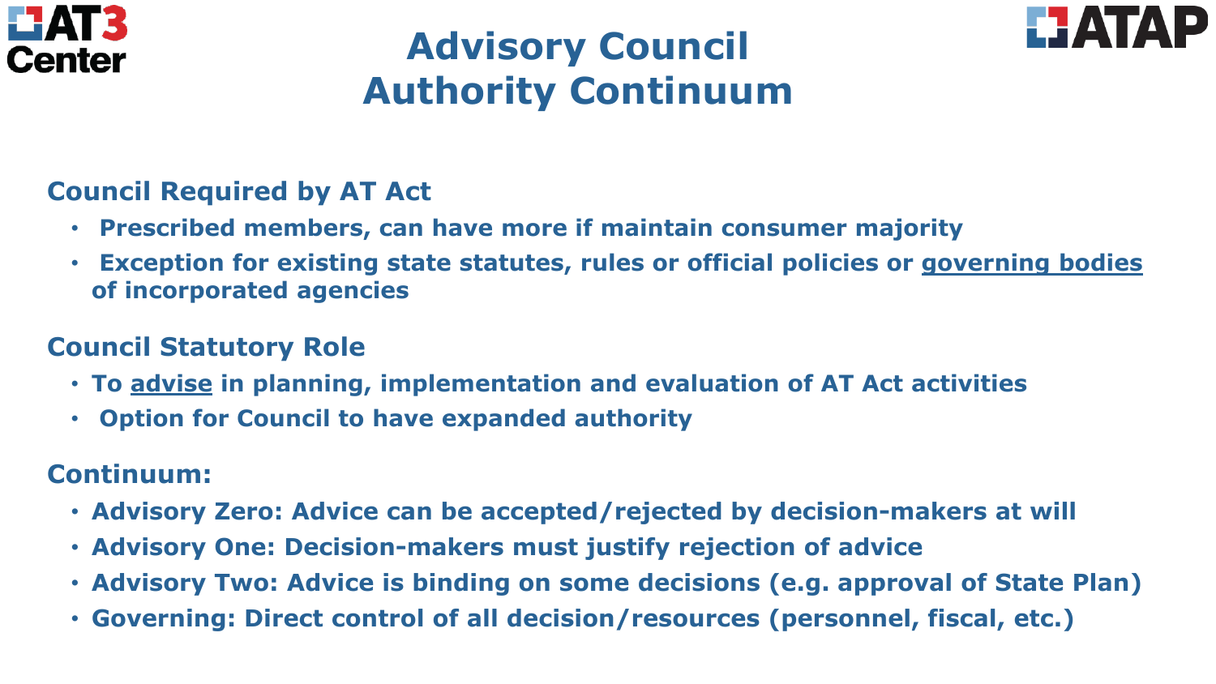# Advisory Council Authority Continuum

## Council Required by AT Act

- Prescribed members, can have more if maintain consumer majority
- Exception for existing state statutes, rules or official policies or governing bodies of incorporated agencies

## Council Statutory Role

- To advise in planning, implementation and evaluation of AT Act activities
- Option for Council to have expanded authority

## Continuum:

- Advisory Zero: Advice can be accepted/rejected by decision-makers at will
- Advisory One: Decision-makers must justify rejection of advice
- Advisory Two: Advice is binding on some decisions (e.g. approval of State Plan)
- Governing: Direct control of all decision/resources (personnel, fiscal, etc.)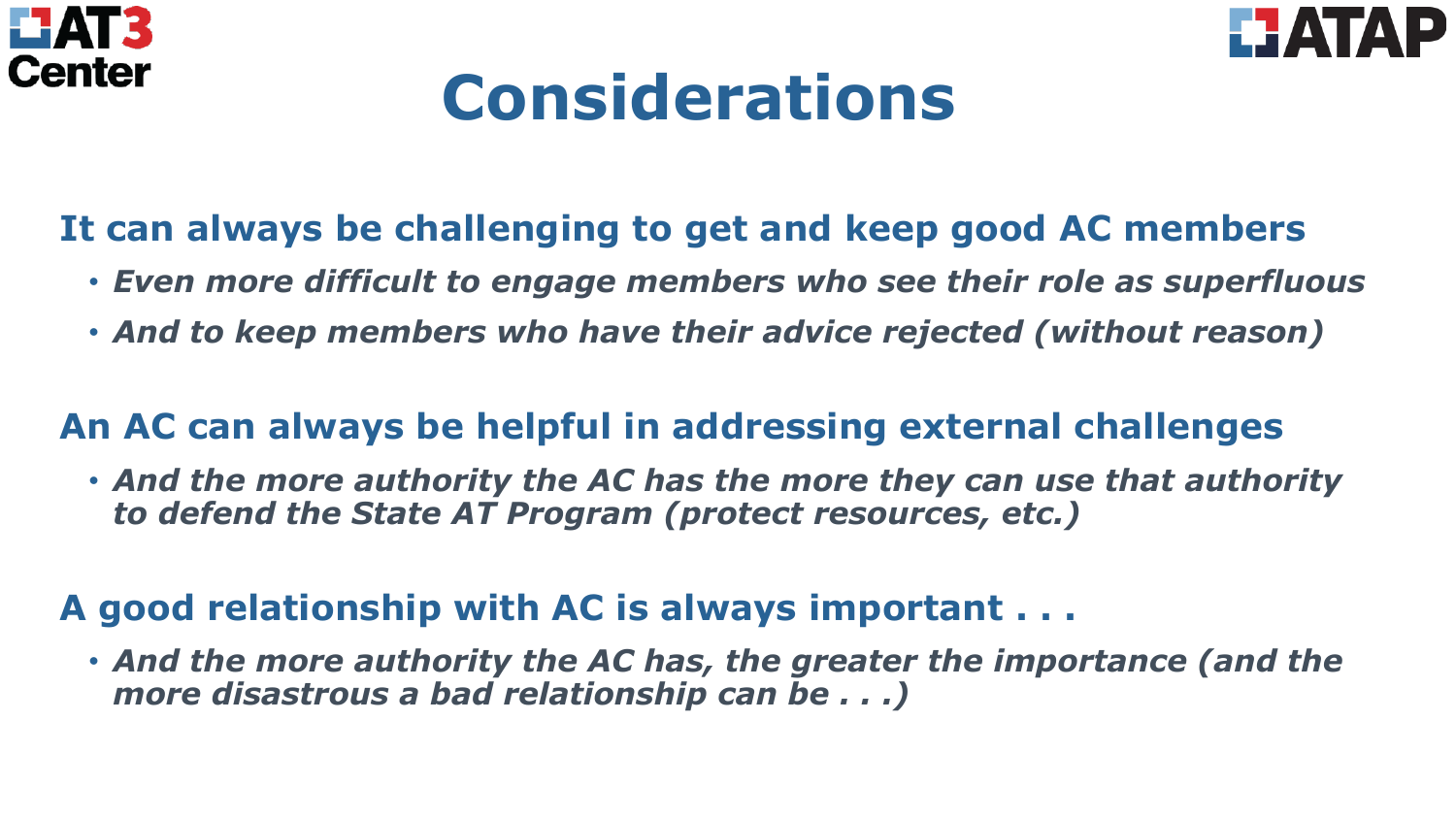# Considerations

**It can always be challenging to get and keep good AC members**

- *Even more difficult to engage members who see their role as superfluous*
- *And to keep members who have their advice rejected (without reason)*

**An AC can always be helpful in addressing external challenges**

- *And the more authority the AC has the more they can use that authority to defend the State AT Program (protect resources, etc.)*

**A good relationship with AC is always important . . .**

- *And the more authority the AC has, the greater the importance (and the more disastrous a bad relationship can be . . .)*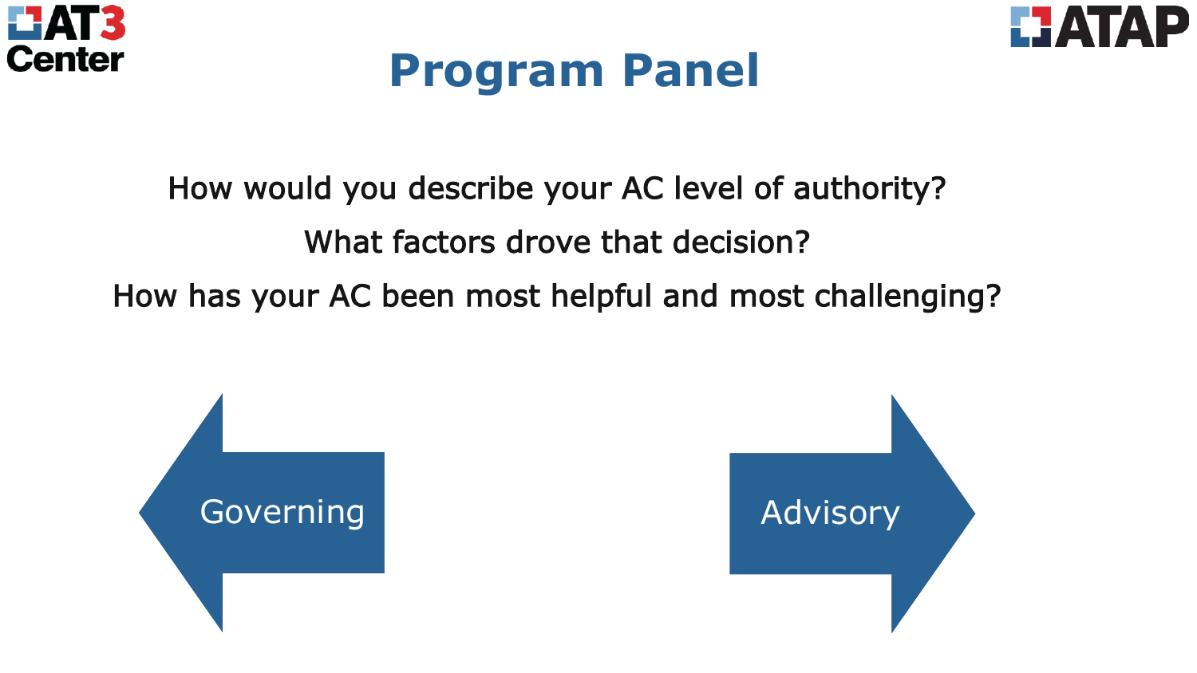# Program Panel

How would you describe your AC level of authority?

What factors drove that decision?

How has your AC been most helpful and most challenging?

Governing

Advisory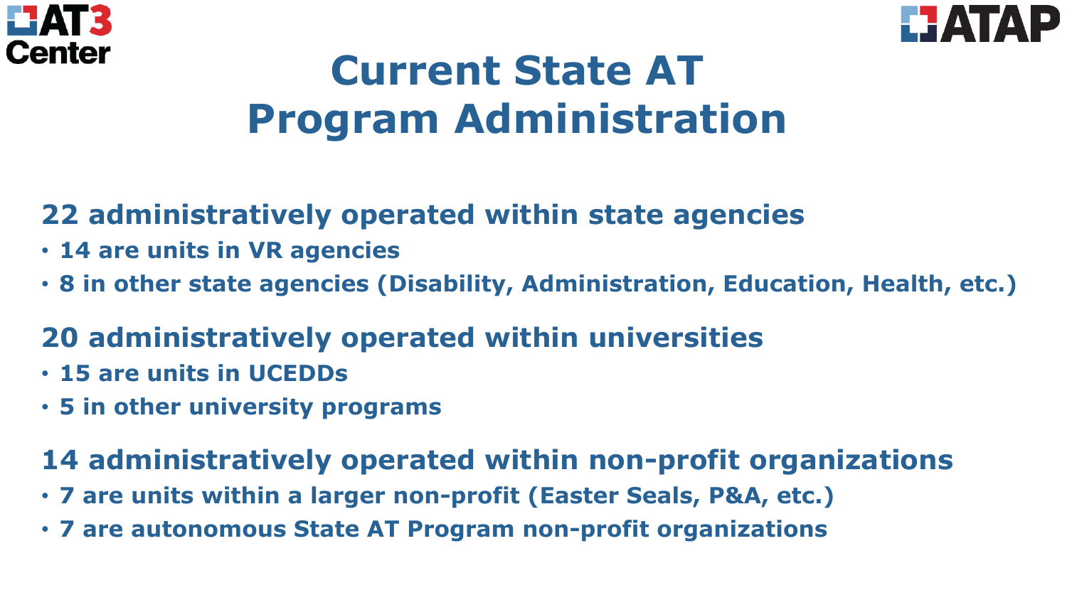# Current State AT Program Administration

## 22 administratively operated within state agencies

- 14 are units in VR agencies
- 8 in other state agencies (Disability, Administration, Education, Health, etc.)

## 20 administratively operated within universities

- 15 are units in UCEDDs
- 5 in other university programs

## 14 administratively operated within non-profit organizations

- 7 are units within a larger non-profit (Easter Seals, P&A, etc.)
- 7 are autonomous State AT Program non-profit organizations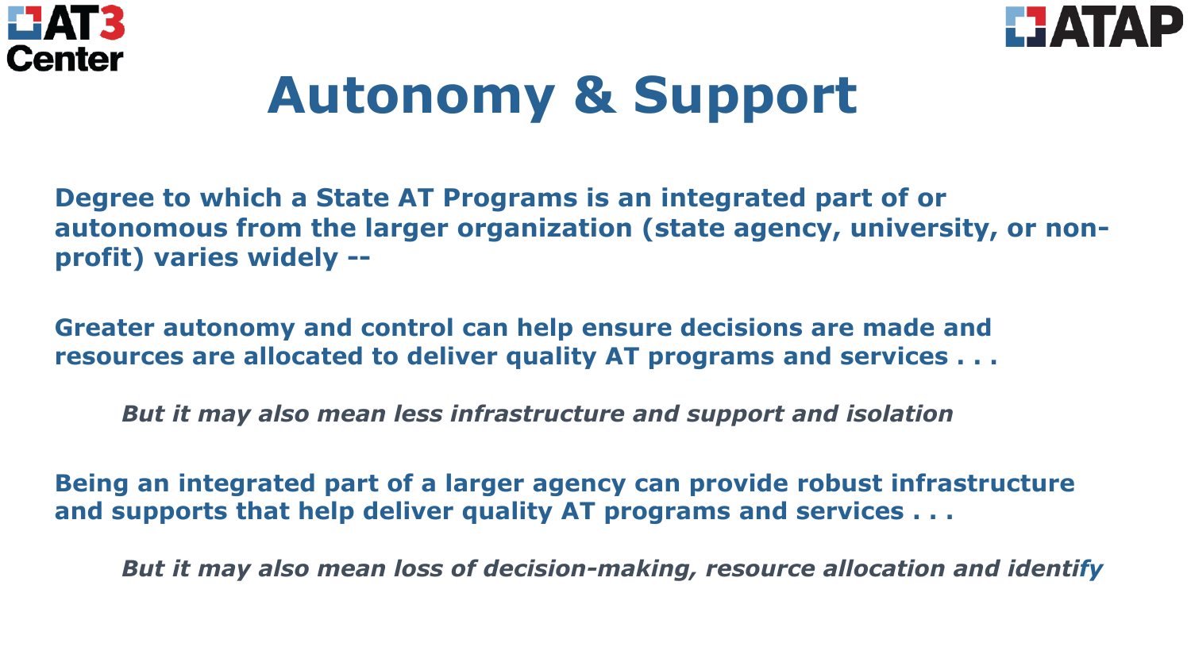# Autonomy & Support

**Degree to which a State AT Programs is an integrated part of or autonomous from the larger organization (state agency, university, or non-profit) varies widely --**

**Greater autonomy and control can help ensure decisions are made and resources are allocated to deliver quality AT programs and services . . .**

> ***But it may also mean less infrastructure and support and isolation***

**Being an integrated part of a larger agency can provide robust infrastructure and supports that help deliver quality AT programs and services . . .**

> ***But it may also mean loss of decision-making, resource allocation and identify***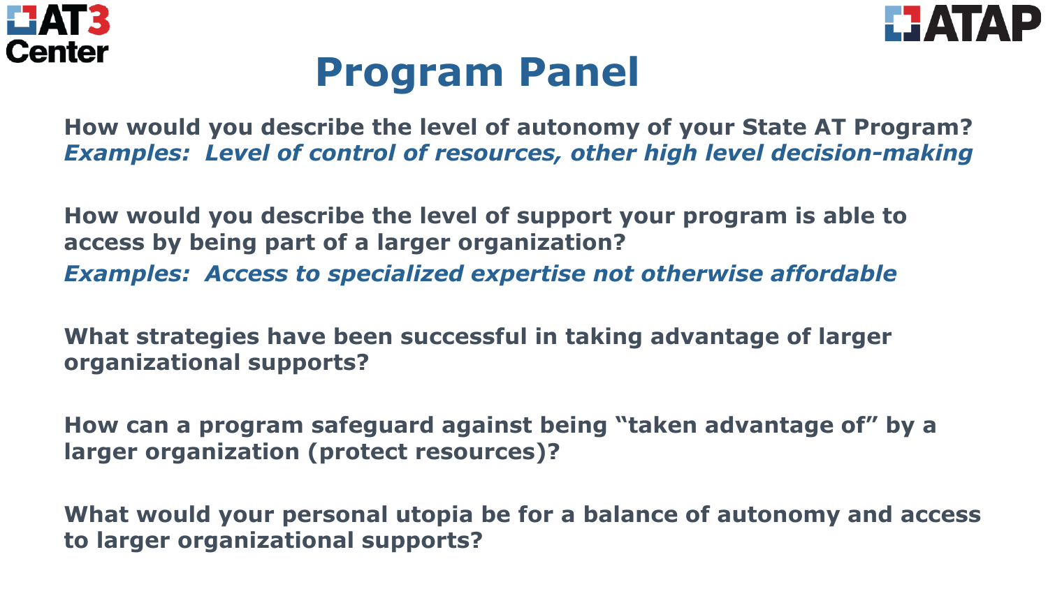# Program Panel

**How would you describe the level of autonomy of your State AT Program?**
***Examples: Level of control of resources, other high level decision-making***

**How would you describe the level of support your program is able to access by being part of a larger organization?**
***Examples: Access to specialized expertise not otherwise affordable***

**What strategies have been successful in taking advantage of larger organizational supports?**

**How can a program safeguard against being "taken advantage of" by a larger organization (protect resources)?**

**What would your personal utopia be for a balance of autonomy and access to larger organizational supports?**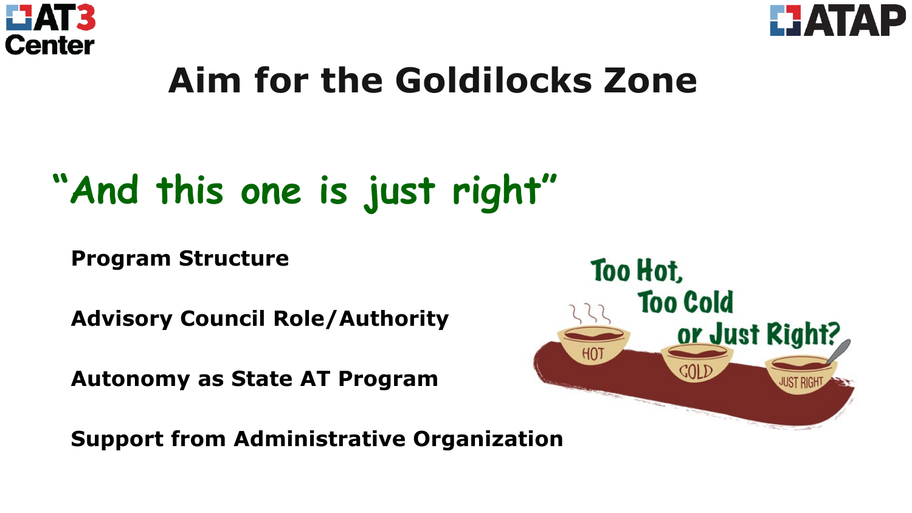# Aim for the Goldilocks Zone

## "And this one is just right"

**Program Structure**

**Advisory Council Role/Authority**

**Autonomy as State AT Program**

**Support from Administrative Organization**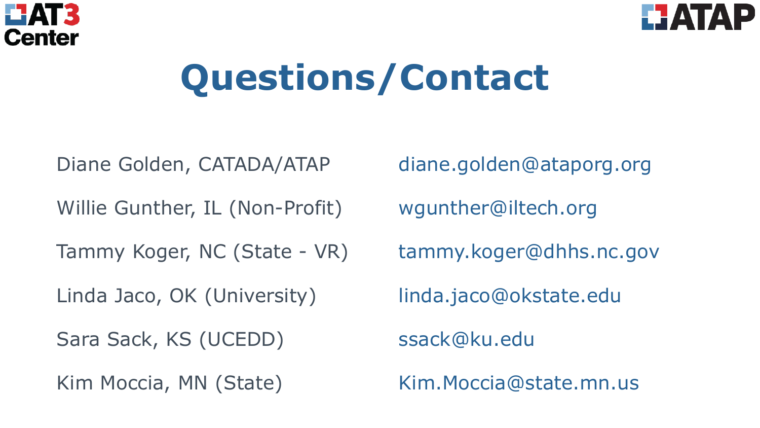# Questions/Contact

| | |
|---|---|
| Diane Golden, CATADA/ATAP | diane.golden@ataporg.org |
| Willie Gunther, IL (Non-Profit) | wgunther@iltech.org |
| Tammy Koger, NC (State - VR) | tammy.koger@dhhs.nc.gov |
| Linda Jaco, OK (University) | linda.jaco@okstate.edu |
| Sara Sack, KS (UCEDD) | ssack@ku.edu |
| Kim Moccia, MN (State) | Kim.Moccia@state.mn.us |